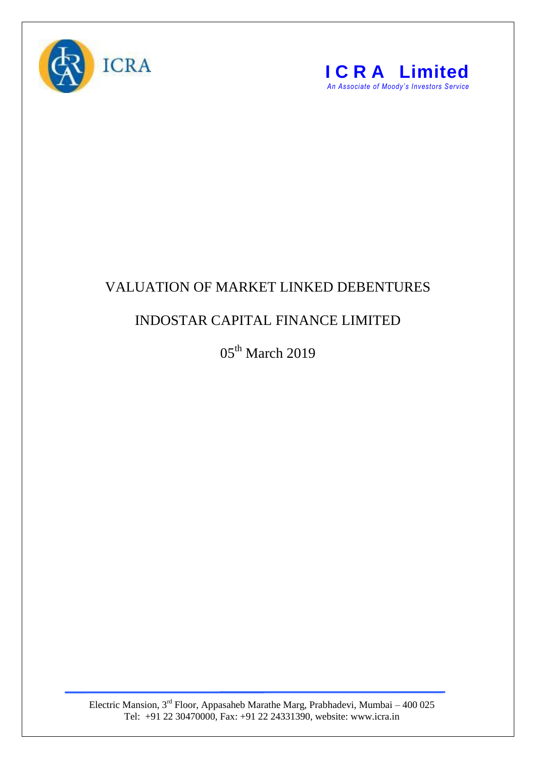ICRA

**ICRA Limited**
*An Associate of Moody's Investors Service*

# VALUATION OF MARKET LINKED DEBENTURES

## INDOSTAR CAPITAL FINANCE LIMITED

05th March 2019

Electric Mansion, 3rd Floor, Appasaheb Marathe Marg, Prabhadevi, Mumbai – 400 025
Tel: +91 22 30470000, Fax: +91 22 24331390, website: www.icra.in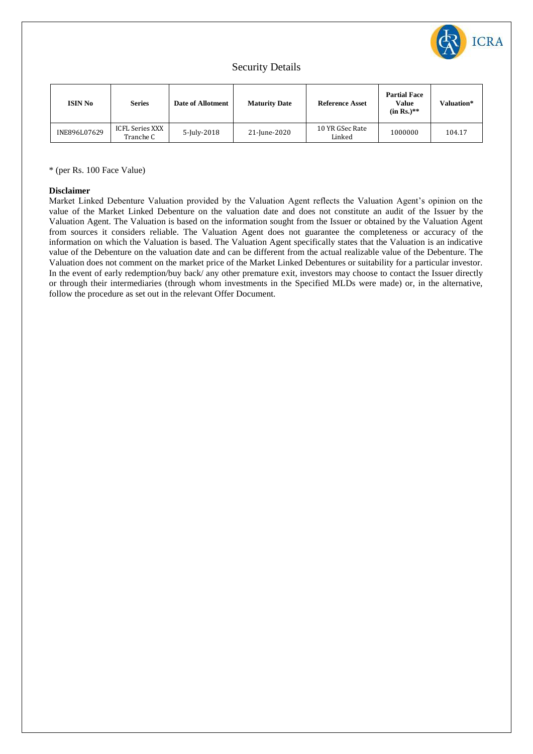## Security Details

| ISIN No | Series | Date of Allotment | Maturity Date | Reference Asset | Partial Face Value (in Rs.)** | Valuation* |
|---|---|---|---|---|---|---|
| INE896L07629 | ICFL Series XXX Tranche C | 5-July-2018 | 21-June-2020 | 10 YR GSec Rate Linked | 1000000 | 104.17 |

* (per Rs. 100 Face Value)

**Disclaimer**

Market Linked Debenture Valuation provided by the Valuation Agent reflects the Valuation Agent's opinion on the value of the Market Linked Debenture on the valuation date and does not constitute an audit of the Issuer by the Valuation Agent. The Valuation is based on the information sought from the Issuer or obtained by the Valuation Agent from sources it considers reliable. The Valuation Agent does not guarantee the completeness or accuracy of the information on which the Valuation is based. The Valuation Agent specifically states that the Valuation is an indicative value of the Debenture on the valuation date and can be different from the actual realizable value of the Debenture. The Valuation does not comment on the market price of the Market Linked Debentures or suitability for a particular investor. In the event of early redemption/buy back/ any other premature exit, investors may choose to contact the Issuer directly or through their intermediaries (through whom investments in the Specified MLDs were made) or, in the alternative, follow the procedure as set out in the relevant Offer Document.